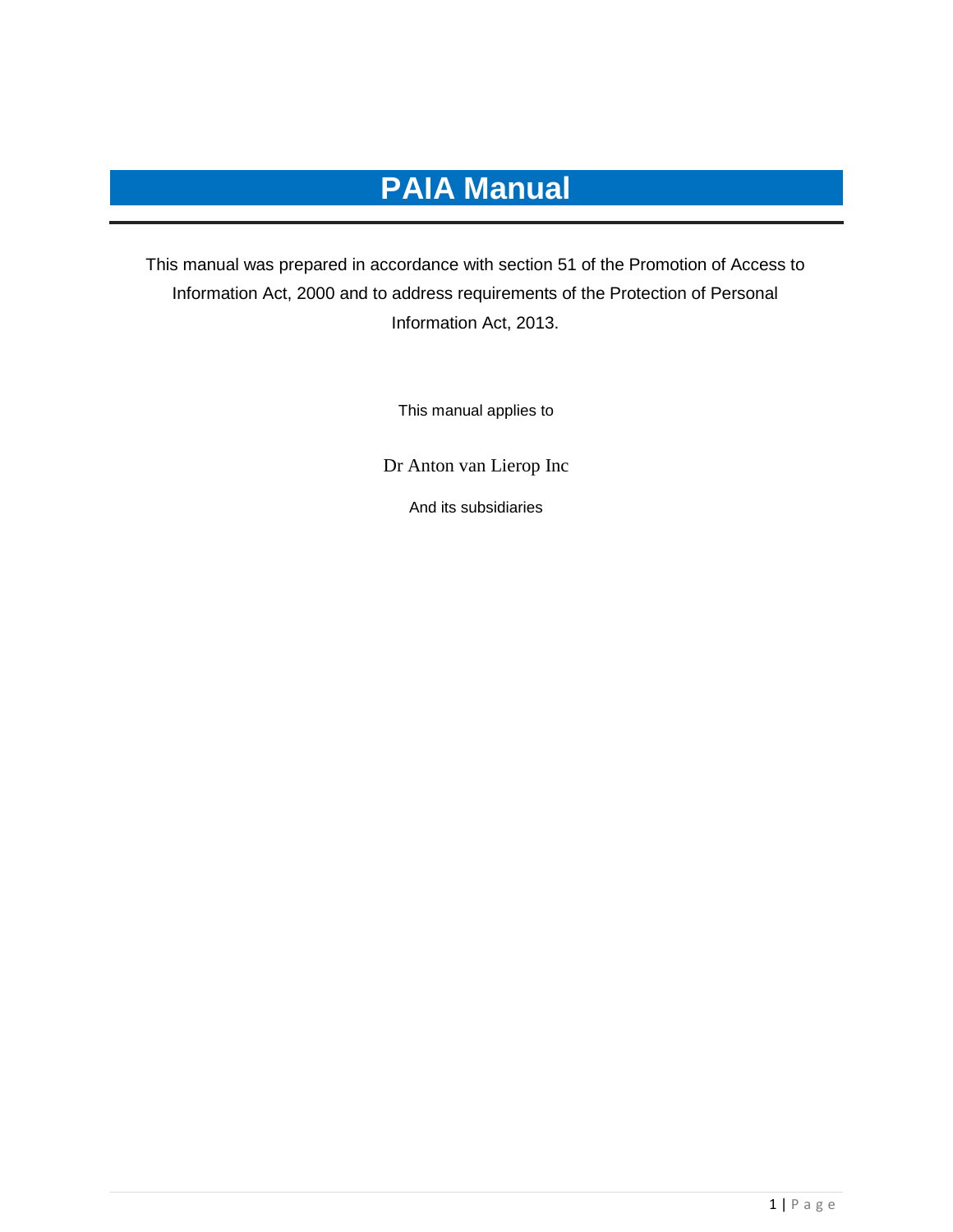# PAIA Manual

This manual was prepared in accordance with section 51 of the Promotion of Access to Information Act, 2000 and to address requirements of the Protection of Personal Information Act, 2013.

This manual applies to

Dr Anton van Lierop Inc

And its subsidiaries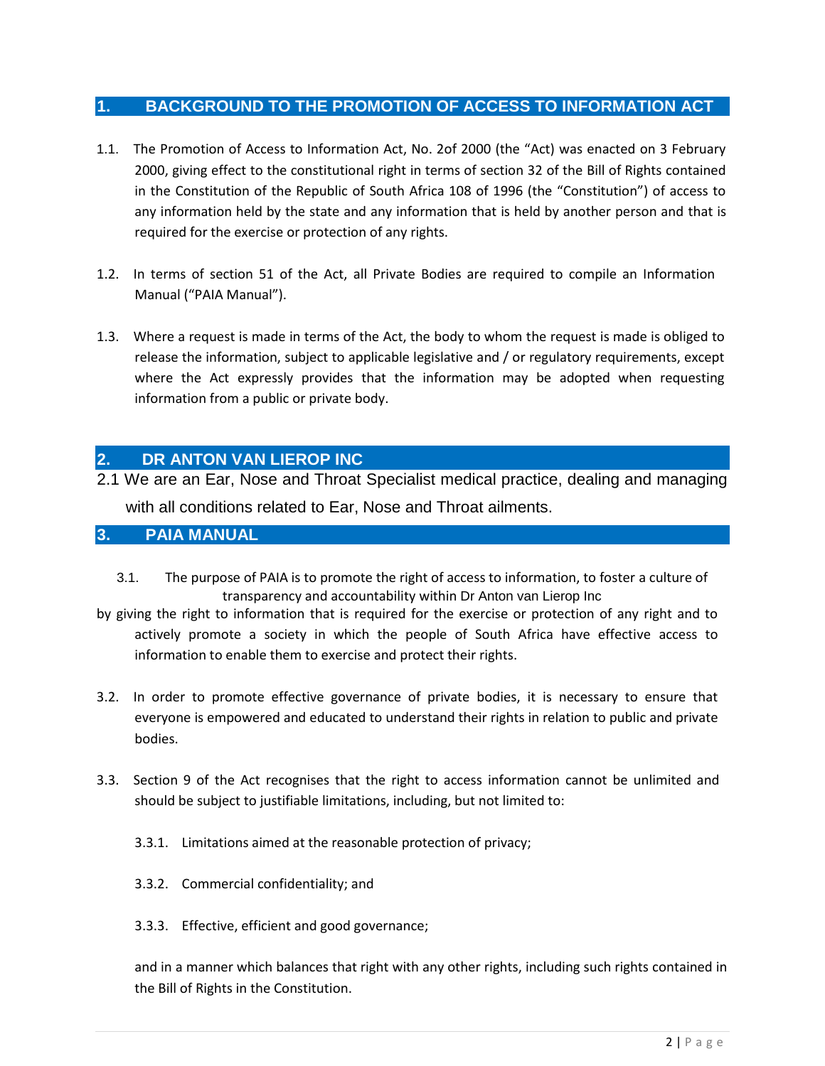## 1. BACKGROUND TO THE PROMOTION OF ACCESS TO INFORMATION ACT

1.1. The Promotion of Access to Information Act, No. 2of 2000 (the "Act) was enacted on 3 February 2000, giving effect to the constitutional right in terms of section 32 of the Bill of Rights contained in the Constitution of the Republic of South Africa 108 of 1996 (the "Constitution") of access to any information held by the state and any information that is held by another person and that is required for the exercise or protection of any rights.

1.2. In terms of section 51 of the Act, all Private Bodies are required to compile an Information Manual ("PAIA Manual").

1.3. Where a request is made in terms of the Act, the body to whom the request is made is obliged to release the information, subject to applicable legislative and / or regulatory requirements, except where the Act expressly provides that the information may be adopted when requesting information from a public or private body.

## 2. DR ANTON VAN LIEROP INC

2.1 We are an Ear, Nose and Throat Specialist medical practice, dealing and managing with all conditions related to Ear, Nose and Throat ailments.

## 3. PAIA MANUAL

3.1. The purpose of PAIA is to promote the right of access to information, to foster a culture of transparency and accountability within Dr Anton van Lierop Inc by giving the right to information that is required for the exercise or protection of any right and to actively promote a society in which the people of South Africa have effective access to information to enable them to exercise and protect their rights.

3.2. In order to promote effective governance of private bodies, it is necessary to ensure that everyone is empowered and educated to understand their rights in relation to public and private bodies.

3.3. Section 9 of the Act recognises that the right to access information cannot be unlimited and should be subject to justifiable limitations, including, but not limited to:

3.3.1. Limitations aimed at the reasonable protection of privacy;

3.3.2. Commercial confidentiality; and

3.3.3. Effective, efficient and good governance;

and in a manner which balances that right with any other rights, including such rights contained in the Bill of Rights in the Constitution.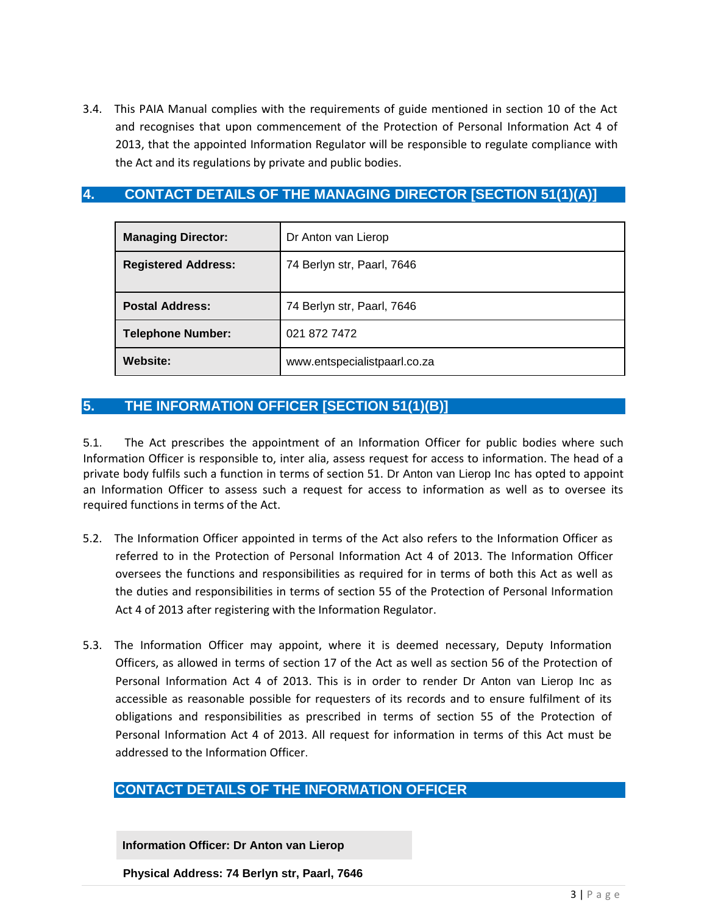3.4. This PAIA Manual complies with the requirements of guide mentioned in section 10 of the Act and recognises that upon commencement of the Protection of Personal Information Act 4 of 2013, that the appointed Information Regulator will be responsible to regulate compliance with the Act and its regulations by private and public bodies.

## 4. CONTACT DETAILS OF THE MANAGING DIRECTOR [SECTION 51(1)(A)]

| | |
|---|---|
| **Managing Director:** | Dr Anton van Lierop |
| **Registered Address:** | 74 Berlyn str, Paarl, 7646 |
| **Postal Address:** | 74 Berlyn str, Paarl, 7646 |
| **Telephone Number:** | 021 872 7472 |
| **Website:** | www.entspecialistpaarl.co.za |

## 5. THE INFORMATION OFFICER [SECTION 51(1)(B)]

5.1. The Act prescribes the appointment of an Information Officer for public bodies where such Information Officer is responsible to, inter alia, assess request for access to information. The head of a private body fulfils such a function in terms of section 51. Dr Anton van Lierop Inc has opted to appoint an Information Officer to assess such a request for access to information as well as to oversee its required functions in terms of the Act.

5.2. The Information Officer appointed in terms of the Act also refers to the Information Officer as referred to in the Protection of Personal Information Act 4 of 2013. The Information Officer oversees the functions and responsibilities as required for in terms of both this Act as well as the duties and responsibilities in terms of section 55 of the Protection of Personal Information Act 4 of 2013 after registering with the Information Regulator.

5.3. The Information Officer may appoint, where it is deemed necessary, Deputy Information Officers, as allowed in terms of section 17 of the Act as well as section 56 of the Protection of Personal Information Act 4 of 2013. This is in order to render Dr Anton van Lierop Inc as accessible as reasonable possible for requesters of its records and to ensure fulfilment of its obligations and responsibilities as prescribed in terms of section 55 of the Protection of Personal Information Act 4 of 2013. All request for information in terms of this Act must be addressed to the Information Officer.

### CONTACT DETAILS OF THE INFORMATION OFFICER

**Information Officer: Dr Anton van Lierop**

**Physical Address: 74 Berlyn str, Paarl, 7646**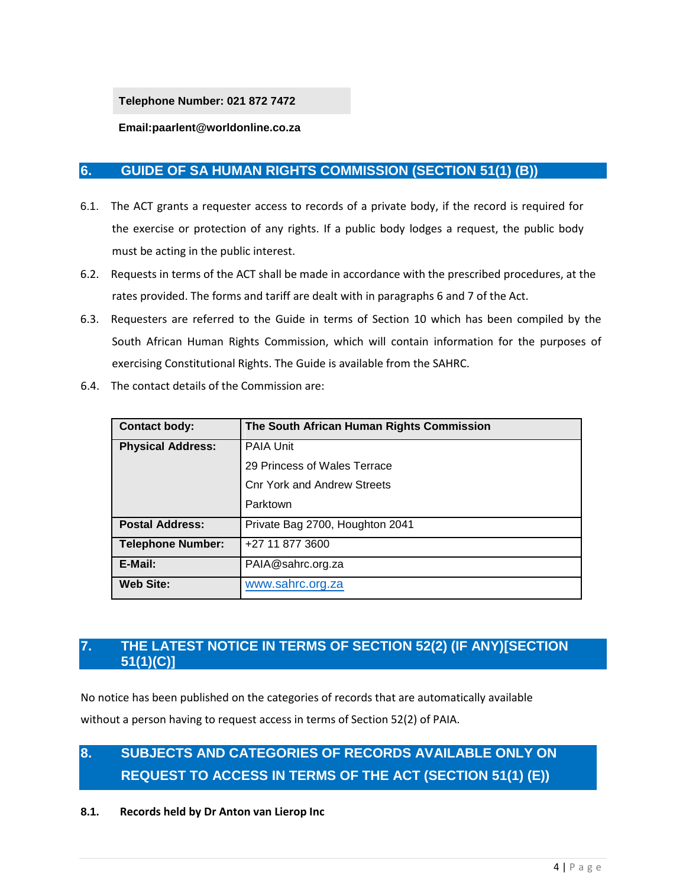**Telephone Number: 021 872 7472**

**Email:paarlent@worldonline.co.za**

## 6. GUIDE OF SA HUMAN RIGHTS COMMISSION (SECTION 51(1) (B))

6.1. The ACT grants a requester access to records of a private body, if the record is required for the exercise or protection of any rights. If a public body lodges a request, the public body must be acting in the public interest.

6.2. Requests in terms of the ACT shall be made in accordance with the prescribed procedures, at the rates provided. The forms and tariff are dealt with in paragraphs 6 and 7 of the Act.

6.3. Requesters are referred to the Guide in terms of Section 10 which has been compiled by the South African Human Rights Commission, which will contain information for the purposes of exercising Constitutional Rights. The Guide is available from the SAHRC.

6.4. The contact details of the Commission are:

| **Contact body:** | **The South African Human Rights Commission** |
|---|---|
| **Physical Address:** | PAIA Unit<br>29 Princess of Wales Terrace<br>Cnr York and Andrew Streets<br>Parktown |
| **Postal Address:** | Private Bag 2700, Houghton 2041 |
| **Telephone Number:** | +27 11 877 3600 |
| **E-Mail:** | PAIA@sahrc.org.za |
| **Web Site:** | www.sahrc.org.za |

## 7. THE LATEST NOTICE IN TERMS OF SECTION 52(2) (IF ANY)[SECTION 51(1)(C)]

No notice has been published on the categories of records that are automatically available without a person having to request access in terms of Section 52(2) of PAIA.

## 8. SUBJECTS AND CATEGORIES OF RECORDS AVAILABLE ONLY ON REQUEST TO ACCESS IN TERMS OF THE ACT (SECTION 51(1) (E))

**8.1. Records held by Dr Anton van Lierop Inc**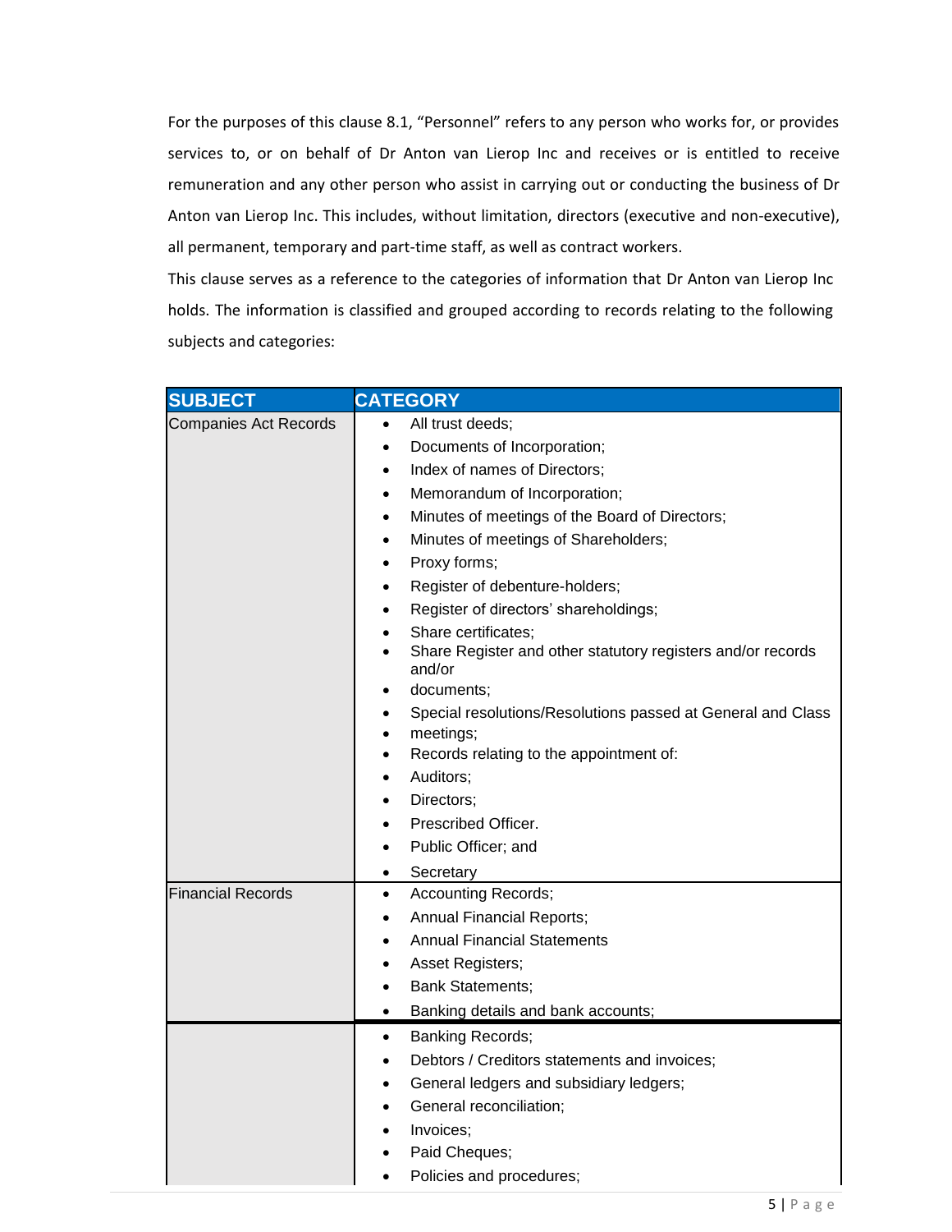For the purposes of this clause 8.1, "Personnel" refers to any person who works for, or provides services to, or on behalf of Dr Anton van Lierop Inc and receives or is entitled to receive remuneration and any other person who assist in carrying out or conducting the business of Dr Anton van Lierop Inc. This includes, without limitation, directors (executive and non-executive), all permanent, temporary and part-time staff, as well as contract workers.

This clause serves as a reference to the categories of information that Dr Anton van Lierop Inc holds. The information is classified and grouped according to records relating to the following subjects and categories:

| SUBJECT | CATEGORY |
|---|---|
| Companies Act Records | • All trust deeds;<br>• Documents of Incorporation;<br>• Index of names of Directors;<br>• Memorandum of Incorporation;<br>• Minutes of meetings of the Board of Directors;<br>• Minutes of meetings of Shareholders;<br>• Proxy forms;<br>• Register of debenture-holders;<br>• Register of directors' shareholdings;<br>• Share certificates;<br>• Share Register and other statutory registers and/or records and/or<br>• documents;<br>• Special resolutions/Resolutions passed at General and Class<br>• meetings;<br>• Records relating to the appointment of:<br>• Auditors;<br>• Directors;<br>• Prescribed Officer.<br>• Public Officer; and<br>• Secretary |
| Financial Records | • Accounting Records;<br>• Annual Financial Reports;<br>• Annual Financial Statements<br>• Asset Registers;<br>• Bank Statements;<br>• Banking details and bank accounts;<br>• Banking Records;<br>• Debtors / Creditors statements and invoices;<br>• General ledgers and subsidiary ledgers;<br>• General reconciliation;<br>• Invoices;<br>• Paid Cheques;<br>• Policies and procedures; |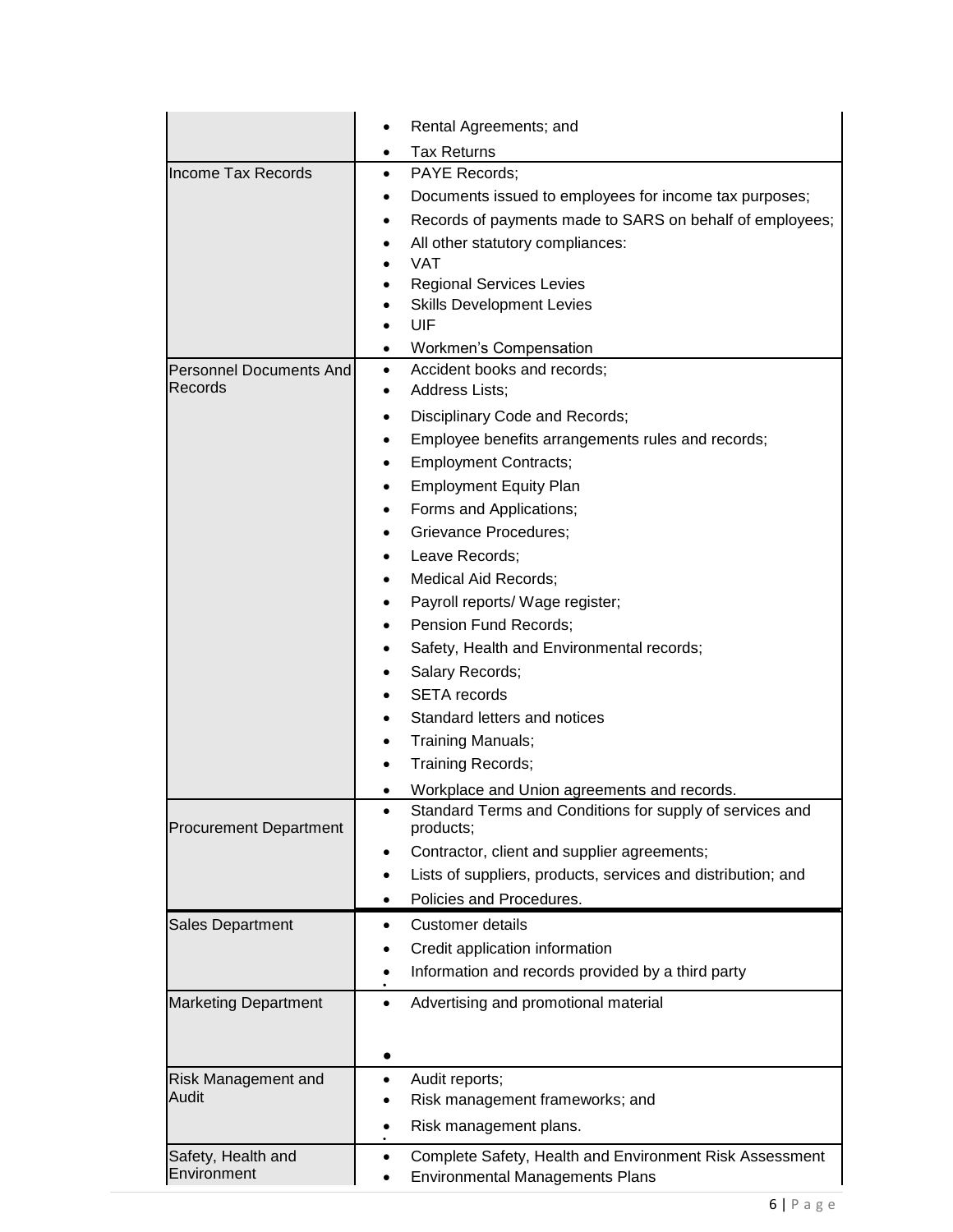| | |
|---|---|
| | • Rental Agreements; and<br>• Tax Returns |
| Income Tax Records | • PAYE Records;<br>• Documents issued to employees for income tax purposes;<br>• Records of payments made to SARS on behalf of employees;<br>• All other statutory compliances:<br>• VAT<br>• Regional Services Levies<br>• Skills Development Levies<br>• UIF<br>• Workmen's Compensation |
| Personnel Documents And Records | • Accident books and records;<br>• Address Lists;<br>• Disciplinary Code and Records;<br>• Employee benefits arrangements rules and records;<br>• Employment Contracts;<br>• Employment Equity Plan<br>• Forms and Applications;<br>• Grievance Procedures;<br>• Leave Records;<br>• Medical Aid Records;<br>• Payroll reports/ Wage register;<br>• Pension Fund Records;<br>• Safety, Health and Environmental records;<br>• Salary Records;<br>• SETA records<br>• Standard letters and notices<br>• Training Manuals;<br>• Training Records;<br>• Workplace and Union agreements and records. |
| Procurement Department | • Standard Terms and Conditions for supply of services and products;<br>• Contractor, client and supplier agreements;<br>• Lists of suppliers, products, services and distribution; and<br>• Policies and Procedures. |
| Sales Department | • Customer details<br>• Credit application information<br>• Information and records provided by a third party |
| Marketing Department | • Advertising and promotional material |
| Risk Management and Audit | • Audit reports;<br>• Risk management frameworks; and<br>• Risk management plans. |
| Safety, Health and Environment | • Complete Safety, Health and Environment Risk Assessment<br>• Environmental Managements Plans |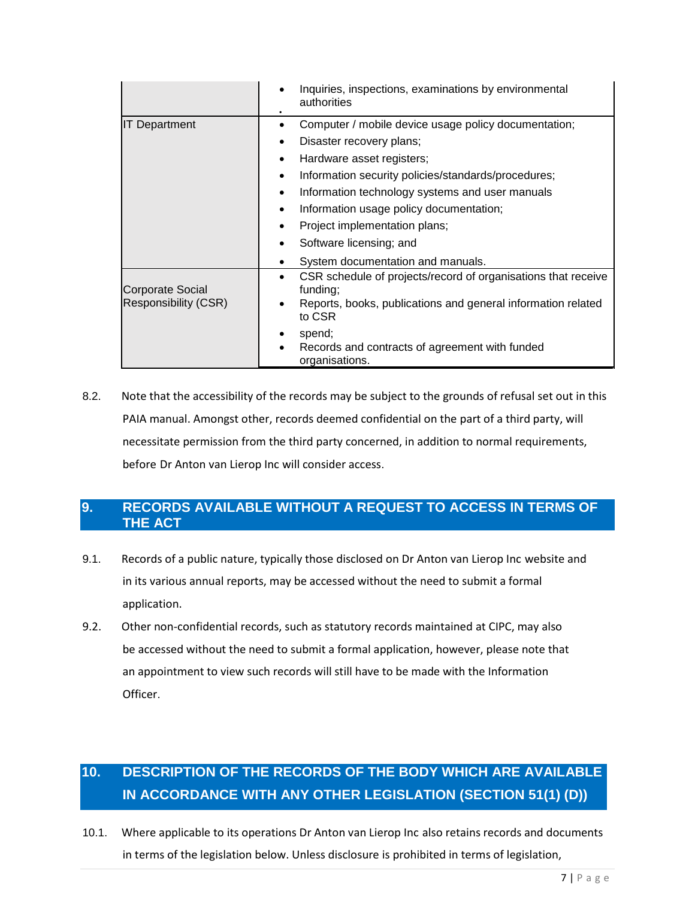| | |
|---|---|
| | • Inquiries, inspections, examinations by environmental authorities<br>• |
| IT Department | • Computer / mobile device usage policy documentation;<br>• Disaster recovery plans;<br>• Hardware asset registers;<br>• Information security policies/standards/procedures;<br>• Information technology systems and user manuals<br>• Information usage policy documentation;<br>• Project implementation plans;<br>• Software licensing; and<br>• System documentation and manuals. |
| Corporate Social Responsibility (CSR) | • CSR schedule of projects/record of organisations that receive funding;<br>• Reports, books, publications and general information related to CSR<br>• spend;<br>• Records and contracts of agreement with funded organisations. |

8.2. Note that the accessibility of the records may be subject to the grounds of refusal set out in this PAIA manual. Amongst other, records deemed confidential on the part of a third party, will necessitate permission from the third party concerned, in addition to normal requirements, before Dr Anton van Lierop Inc will consider access.

## 9. RECORDS AVAILABLE WITHOUT A REQUEST TO ACCESS IN TERMS OF THE ACT

9.1. Records of a public nature, typically those disclosed on Dr Anton van Lierop Inc website and in its various annual reports, may be accessed without the need to submit a formal application.

9.2. Other non-confidential records, such as statutory records maintained at CIPC, may also be accessed without the need to submit a formal application, however, please note that an appointment to view such records will still have to be made with the Information Officer.

## 10. DESCRIPTION OF THE RECORDS OF THE BODY WHICH ARE AVAILABLE IN ACCORDANCE WITH ANY OTHER LEGISLATION (SECTION 51(1) (D))

10.1. Where applicable to its operations Dr Anton van Lierop Inc also retains records and documents in terms of the legislation below. Unless disclosure is prohibited in terms of legislation,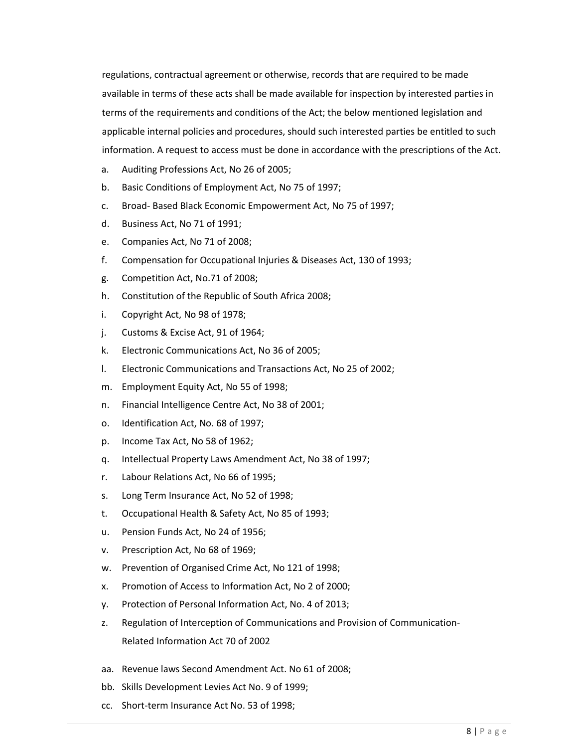regulations, contractual agreement or otherwise, records that are required to be made available in terms of these acts shall be made available for inspection by interested parties in terms of the requirements and conditions of the Act; the below mentioned legislation and applicable internal policies and procedures, should such interested parties be entitled to such information. A request to access must be done in accordance with the prescriptions of the Act.

a. Auditing Professions Act, No 26 of 2005;
b. Basic Conditions of Employment Act, No 75 of 1997;
c. Broad- Based Black Economic Empowerment Act, No 75 of 1997;
d. Business Act, No 71 of 1991;
e. Companies Act, No 71 of 2008;
f. Compensation for Occupational Injuries & Diseases Act, 130 of 1993;
g. Competition Act, No.71 of 2008;
h. Constitution of the Republic of South Africa 2008;
i. Copyright Act, No 98 of 1978;
j. Customs & Excise Act, 91 of 1964;
k. Electronic Communications Act, No 36 of 2005;
l. Electronic Communications and Transactions Act, No 25 of 2002;
m. Employment Equity Act, No 55 of 1998;
n. Financial Intelligence Centre Act, No 38 of 2001;
o. Identification Act, No. 68 of 1997;
p. Income Tax Act, No 58 of 1962;
q. Intellectual Property Laws Amendment Act, No 38 of 1997;
r. Labour Relations Act, No 66 of 1995;
s. Long Term Insurance Act, No 52 of 1998;
t. Occupational Health & Safety Act, No 85 of 1993;
u. Pension Funds Act, No 24 of 1956;
v. Prescription Act, No 68 of 1969;
w. Prevention of Organised Crime Act, No 121 of 1998;
x. Promotion of Access to Information Act, No 2 of 2000;
y. Protection of Personal Information Act, No. 4 of 2013;
z. Regulation of Interception of Communications and Provision of Communication-Related Information Act 70 of 2002

aa. Revenue laws Second Amendment Act. No 61 of 2008;
bb. Skills Development Levies Act No. 9 of 1999;
cc. Short-term Insurance Act No. 53 of 1998;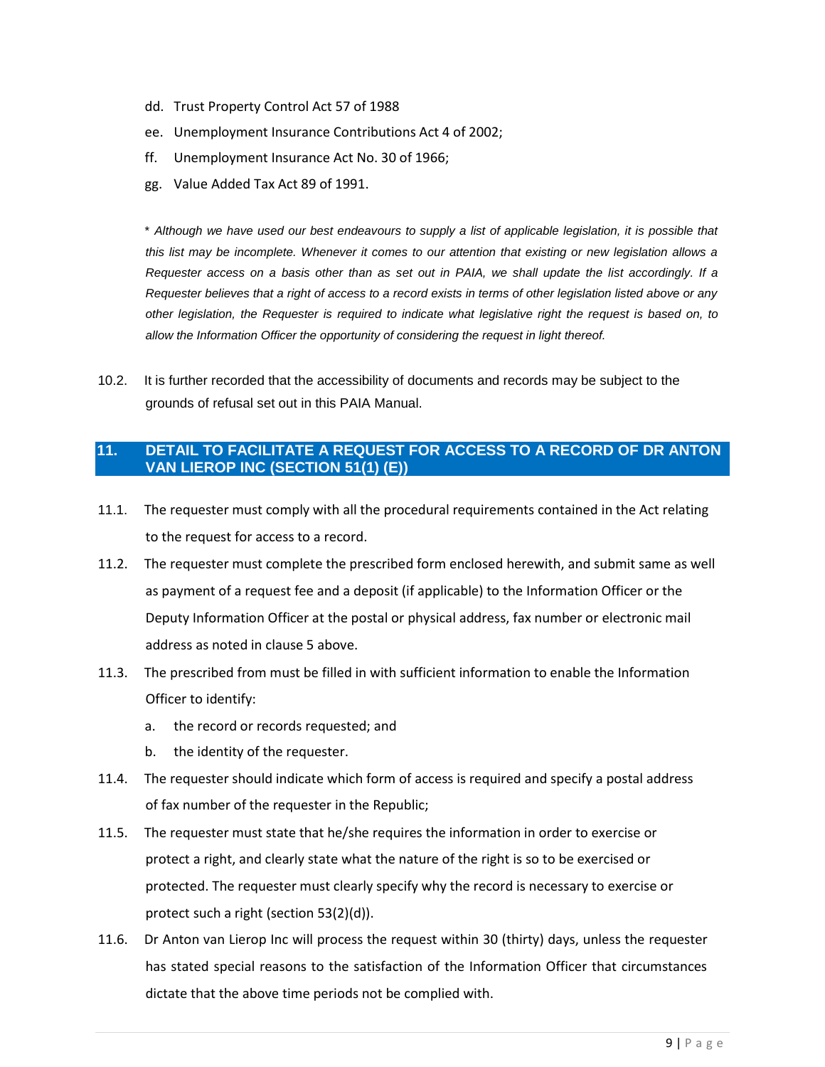dd. Trust Property Control Act 57 of 1988

ee. Unemployment Insurance Contributions Act 4 of 2002;

ff. Unemployment Insurance Act No. 30 of 1966;

gg. Value Added Tax Act 89 of 1991.

\* *Although we have used our best endeavours to supply a list of applicable legislation, it is possible that this list may be incomplete. Whenever it comes to our attention that existing or new legislation allows a Requester access on a basis other than as set out in PAIA, we shall update the list accordingly. If a Requester believes that a right of access to a record exists in terms of other legislation listed above or any other legislation, the Requester is required to indicate what legislative right the request is based on, to allow the Information Officer the opportunity of considering the request in light thereof.*

10.2. It is further recorded that the accessibility of documents and records may be subject to the grounds of refusal set out in this PAIA Manual.

## 11. DETAIL TO FACILITATE A REQUEST FOR ACCESS TO A RECORD OF DR ANTON VAN LIEROP INC (SECTION 51(1) (E))

11.1. The requester must comply with all the procedural requirements contained in the Act relating to the request for access to a record.

11.2. The requester must complete the prescribed form enclosed herewith, and submit same as well as payment of a request fee and a deposit (if applicable) to the Information Officer or the Deputy Information Officer at the postal or physical address, fax number or electronic mail address as noted in clause 5 above.

11.3. The prescribed from must be filled in with sufficient information to enable the Information Officer to identify:

a. the record or records requested; and

b. the identity of the requester.

11.4. The requester should indicate which form of access is required and specify a postal address of fax number of the requester in the Republic;

11.5. The requester must state that he/she requires the information in order to exercise or protect a right, and clearly state what the nature of the right is so to be exercised or protected. The requester must clearly specify why the record is necessary to exercise or protect such a right (section 53(2)(d)).

11.6. Dr Anton van Lierop Inc will process the request within 30 (thirty) days, unless the requester has stated special reasons to the satisfaction of the Information Officer that circumstances dictate that the above time periods not be complied with.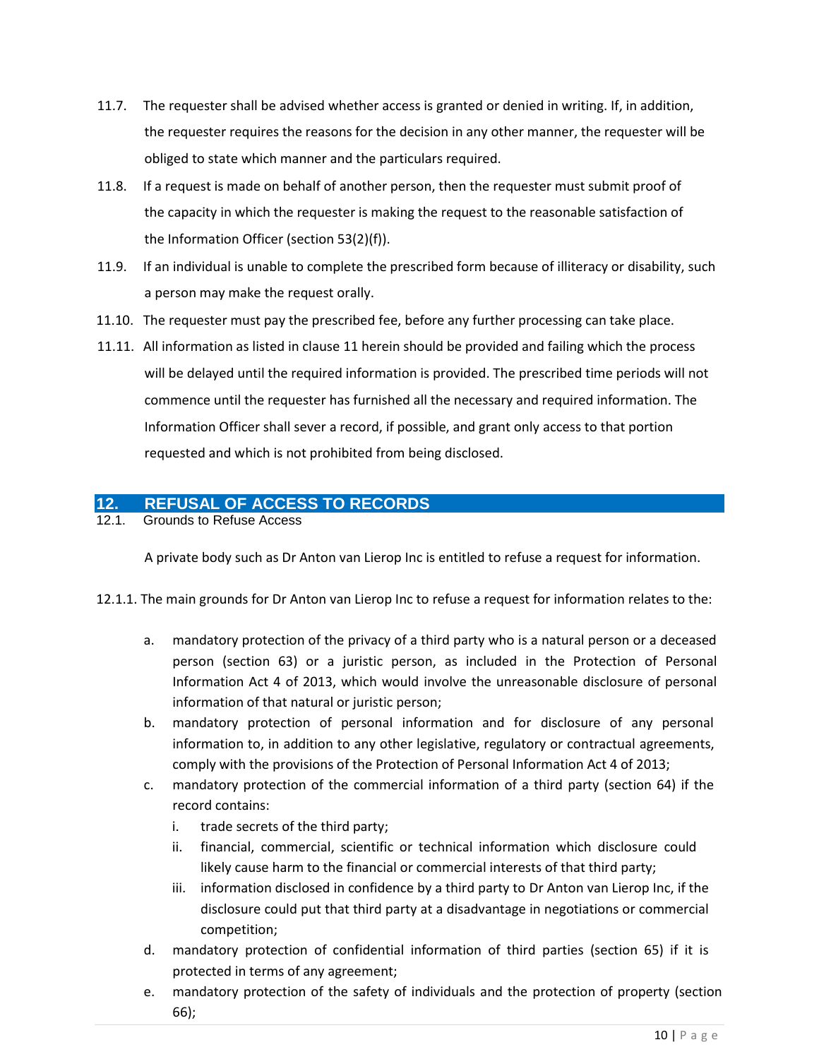11.7. The requester shall be advised whether access is granted or denied in writing. If, in addition, the requester requires the reasons for the decision in any other manner, the requester will be obliged to state which manner and the particulars required.

11.8. If a request is made on behalf of another person, then the requester must submit proof of the capacity in which the requester is making the request to the reasonable satisfaction of the Information Officer (section 53(2)(f)).

11.9. If an individual is unable to complete the prescribed form because of illiteracy or disability, such a person may make the request orally.

11.10. The requester must pay the prescribed fee, before any further processing can take place.

11.11. All information as listed in clause 11 herein should be provided and failing which the process will be delayed until the required information is provided. The prescribed time periods will not commence until the requester has furnished all the necessary and required information. The Information Officer shall sever a record, if possible, and grant only access to that portion requested and which is not prohibited from being disclosed.

## 12. REFUSAL OF ACCESS TO RECORDS

12.1. Grounds to Refuse Access

A private body such as Dr Anton van Lierop Inc is entitled to refuse a request for information.

12.1.1. The main grounds for Dr Anton van Lierop Inc to refuse a request for information relates to the:

a. mandatory protection of the privacy of a third party who is a natural person or a deceased person (section 63) or a juristic person, as included in the Protection of Personal Information Act 4 of 2013, which would involve the unreasonable disclosure of personal information of that natural or juristic person;

b. mandatory protection of personal information and for disclosure of any personal information to, in addition to any other legislative, regulatory or contractual agreements, comply with the provisions of the Protection of Personal Information Act 4 of 2013;

c. mandatory protection of the commercial information of a third party (section 64) if the record contains:
   i. trade secrets of the third party;
   ii. financial, commercial, scientific or technical information which disclosure could likely cause harm to the financial or commercial interests of that third party;
   iii. information disclosed in confidence by a third party to Dr Anton van Lierop Inc, if the disclosure could put that third party at a disadvantage in negotiations or commercial competition;

d. mandatory protection of confidential information of third parties (section 65) if it is protected in terms of any agreement;

e. mandatory protection of the safety of individuals and the protection of property (section 66);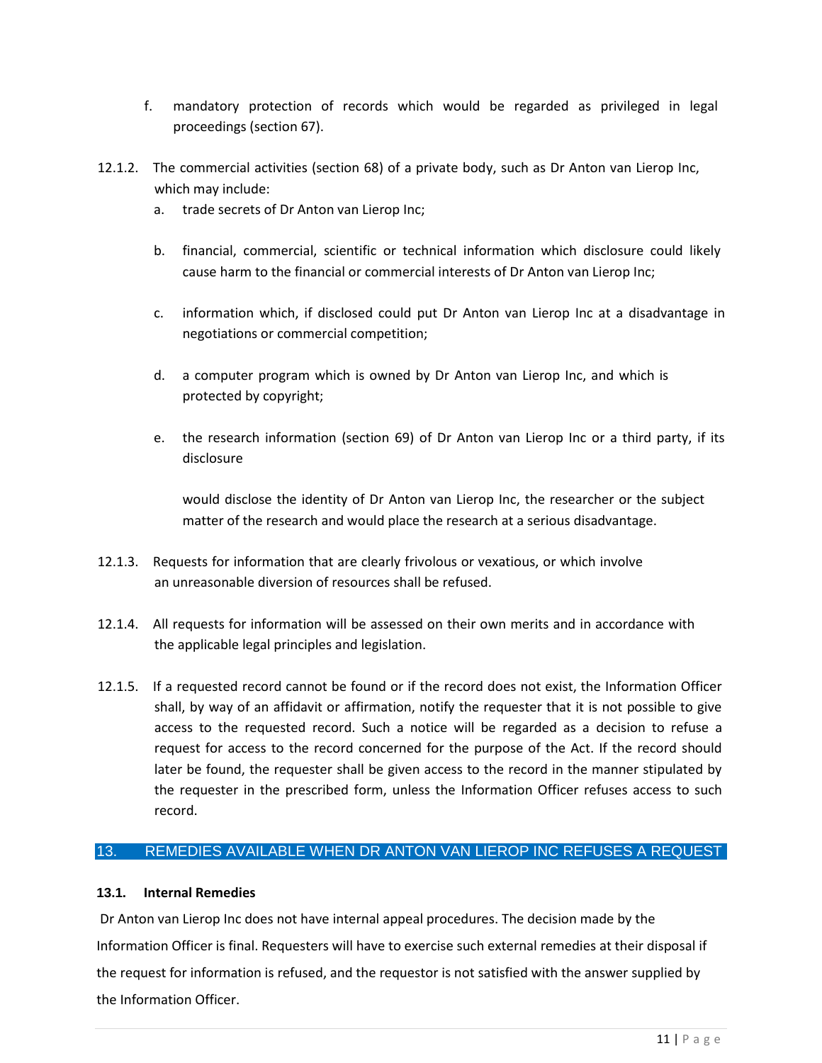f. mandatory protection of records which would be regarded as privileged in legal proceedings (section 67).

12.1.2. The commercial activities (section 68) of a private body, such as Dr Anton van Lierop Inc, which may include:

a. trade secrets of Dr Anton van Lierop Inc;

b. financial, commercial, scientific or technical information which disclosure could likely cause harm to the financial or commercial interests of Dr Anton van Lierop Inc;

c. information which, if disclosed could put Dr Anton van Lierop Inc at a disadvantage in negotiations or commercial competition;

d. a computer program which is owned by Dr Anton van Lierop Inc, and which is protected by copyright;

e. the research information (section 69) of Dr Anton van Lierop Inc or a third party, if its disclosure

would disclose the identity of Dr Anton van Lierop Inc, the researcher or the subject matter of the research and would place the research at a serious disadvantage.

12.1.3. Requests for information that are clearly frivolous or vexatious, or which involve an unreasonable diversion of resources shall be refused.

12.1.4. All requests for information will be assessed on their own merits and in accordance with the applicable legal principles and legislation.

12.1.5. If a requested record cannot be found or if the record does not exist, the Information Officer shall, by way of an affidavit or affirmation, notify the requester that it is not possible to give access to the requested record. Such a notice will be regarded as a decision to refuse a request for access to the record concerned for the purpose of the Act. If the record should later be found, the requester shall be given access to the record in the manner stipulated by the requester in the prescribed form, unless the Information Officer refuses access to such record.

## 13. REMEDIES AVAILABLE WHEN DR ANTON VAN LIEROP INC REFUSES A REQUEST

### 13.1. Internal Remedies

Dr Anton van Lierop Inc does not have internal appeal procedures. The decision made by the Information Officer is final. Requesters will have to exercise such external remedies at their disposal if the request for information is refused, and the requestor is not satisfied with the answer supplied by the Information Officer.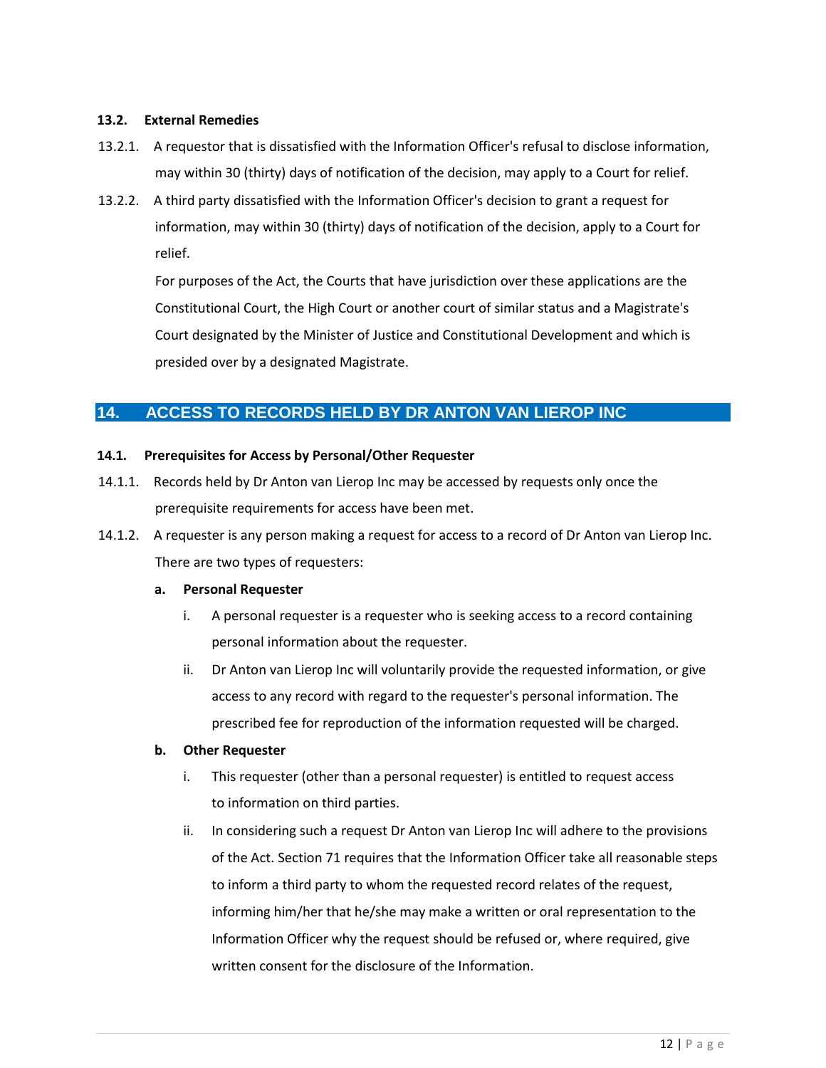### 13.2. External Remedies

13.2.1. A requestor that is dissatisfied with the Information Officer's refusal to disclose information, may within 30 (thirty) days of notification of the decision, may apply to a Court for relief.

13.2.2. A third party dissatisfied with the Information Officer's decision to grant a request for information, may within 30 (thirty) days of notification of the decision, apply to a Court for relief.

For purposes of the Act, the Courts that have jurisdiction over these applications are the Constitutional Court, the High Court or another court of similar status and a Magistrate's Court designated by the Minister of Justice and Constitutional Development and which is presided over by a designated Magistrate.

## 14. ACCESS TO RECORDS HELD BY DR ANTON VAN LIEROP INC

### 14.1. Prerequisites for Access by Personal/Other Requester

14.1.1. Records held by Dr Anton van Lierop Inc may be accessed by requests only once the prerequisite requirements for access have been met.

14.1.2. A requester is any person making a request for access to a record of Dr Anton van Lierop Inc. There are two types of requesters:

**a. Personal Requester**

i. A personal requester is a requester who is seeking access to a record containing personal information about the requester.

ii. Dr Anton van Lierop Inc will voluntarily provide the requested information, or give access to any record with regard to the requester's personal information. The prescribed fee for reproduction of the information requested will be charged.

**b. Other Requester**

i. This requester (other than a personal requester) is entitled to request access to information on third parties.

ii. In considering such a request Dr Anton van Lierop Inc will adhere to the provisions of the Act. Section 71 requires that the Information Officer take all reasonable steps to inform a third party to whom the requested record relates of the request, informing him/her that he/she may make a written or oral representation to the Information Officer why the request should be refused or, where required, give written consent for the disclosure of the Information.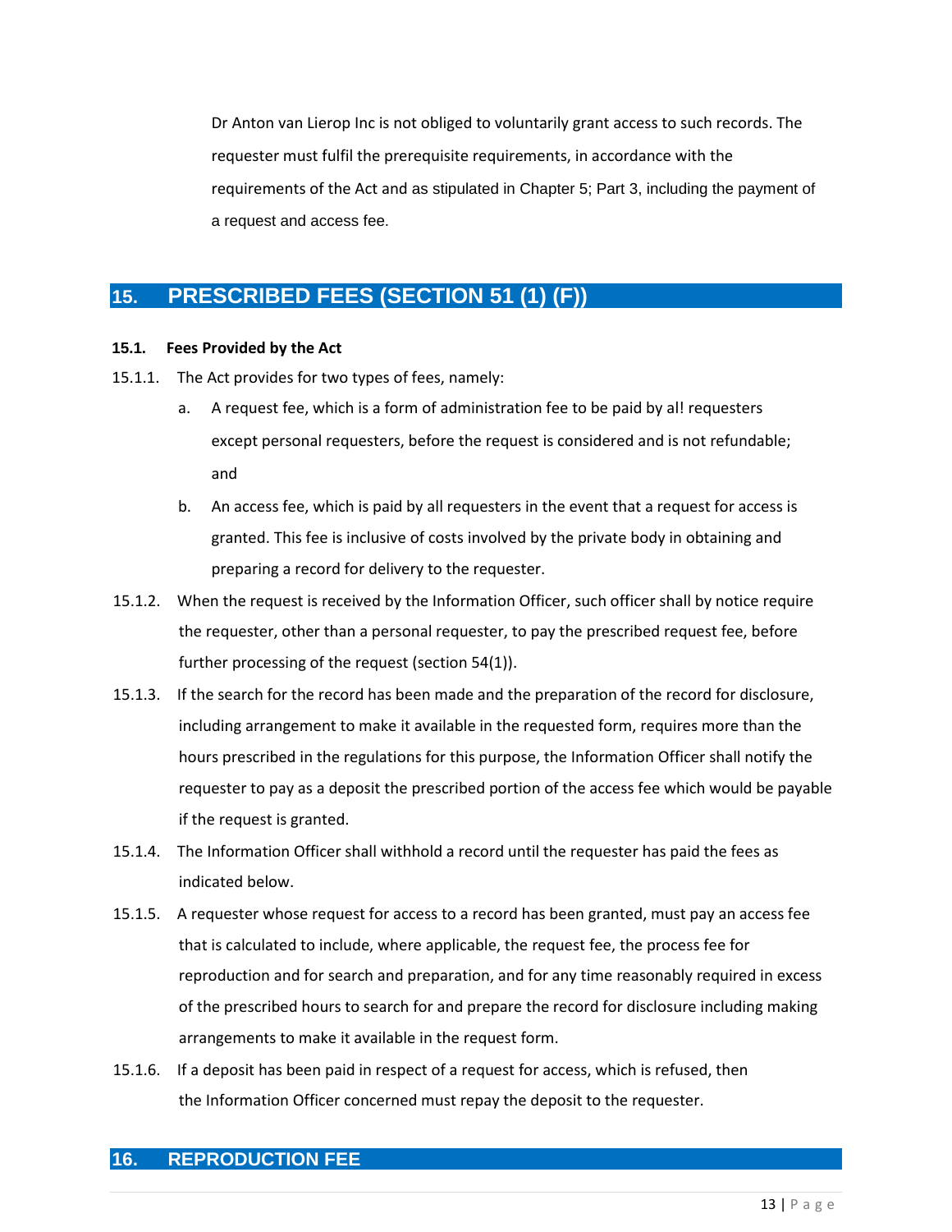Dr Anton van Lierop Inc is not obliged to voluntarily grant access to such records. The requester must fulfil the prerequisite requirements, in accordance with the requirements of the Act and as stipulated in Chapter 5; Part 3, including the payment of a request and access fee.

## 15. PRESCRIBED FEES (SECTION 51 (1) (F))

**15.1. Fees Provided by the Act**

15.1.1. The Act provides for two types of fees, namely:

a. A request fee, which is a form of administration fee to be paid by al! requesters except personal requesters, before the request is considered and is not refundable; and

b. An access fee, which is paid by all requesters in the event that a request for access is granted. This fee is inclusive of costs involved by the private body in obtaining and preparing a record for delivery to the requester.

15.1.2. When the request is received by the Information Officer, such officer shall by notice require the requester, other than a personal requester, to pay the prescribed request fee, before further processing of the request (section 54(1)).

15.1.3. If the search for the record has been made and the preparation of the record for disclosure, including arrangement to make it available in the requested form, requires more than the hours prescribed in the regulations for this purpose, the Information Officer shall notify the requester to pay as a deposit the prescribed portion of the access fee which would be payable if the request is granted.

15.1.4. The Information Officer shall withhold a record until the requester has paid the fees as indicated below.

15.1.5. A requester whose request for access to a record has been granted, must pay an access fee that is calculated to include, where applicable, the request fee, the process fee for reproduction and for search and preparation, and for any time reasonably required in excess of the prescribed hours to search for and prepare the record for disclosure including making arrangements to make it available in the request form.

15.1.6. If a deposit has been paid in respect of a request for access, which is refused, then the Information Officer concerned must repay the deposit to the requester.

## 16. REPRODUCTION FEE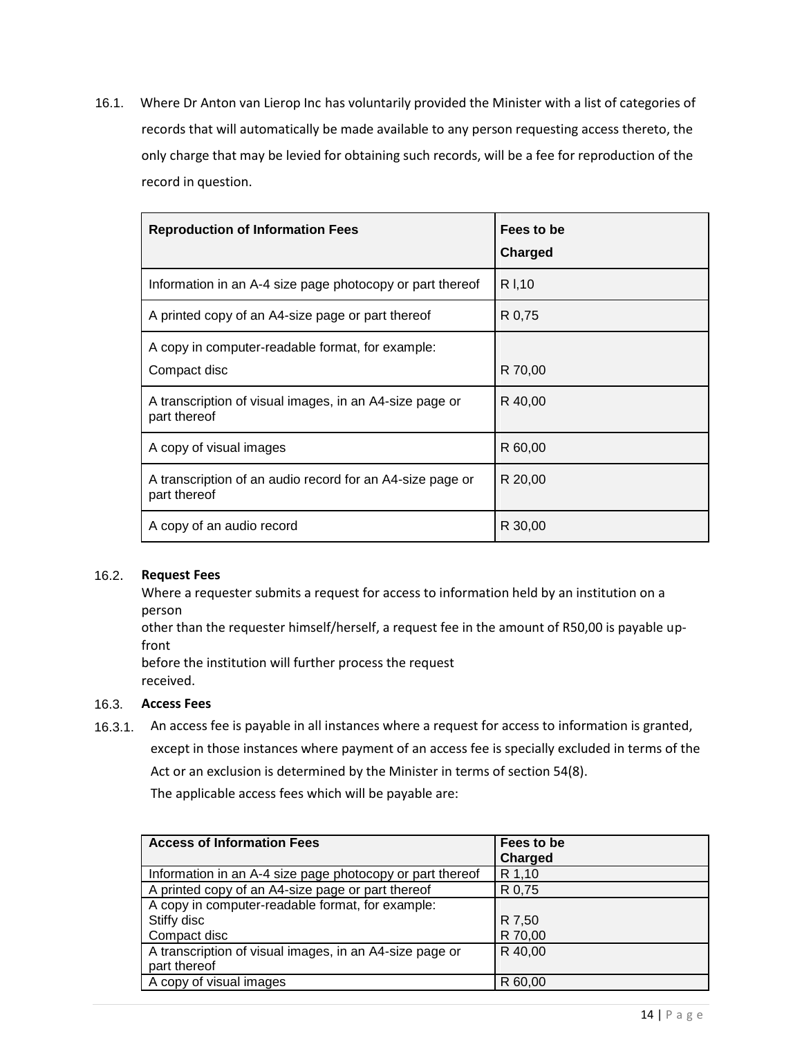16.1. Where Dr Anton van Lierop Inc has voluntarily provided the Minister with a list of categories of records that will automatically be made available to any person requesting access thereto, the only charge that may be levied for obtaining such records, will be a fee for reproduction of the record in question.

| Reproduction of Information Fees | Fees to be Charged |
|---|---|
| Information in an A-4 size page photocopy or part thereof | R l,10 |
| A printed copy of an A4-size page or part thereof | R 0,75 |
| A copy in computer-readable format, for example:<br>Compact disc | R 70,00 |
| A transcription of visual images, in an A4-size page or part thereof | R 40,00 |
| A copy of visual images | R 60,00 |
| A transcription of an audio record for an A4-size page or part thereof | R 20,00 |
| A copy of an audio record | R 30,00 |

16.2. **Request Fees**

Where a requester submits a request for access to information held by an institution on a person other than the requester himself/herself, a request fee in the amount of R50,00 is payable up-front before the institution will further process the request received.

16.3. **Access Fees**

16.3.1. An access fee is payable in all instances where a request for access to information is granted, except in those instances where payment of an access fee is specially excluded in terms of the Act or an exclusion is determined by the Minister in terms of section 54(8).

The applicable access fees which will be payable are:

| Access of Information Fees | Fees to be Charged |
|---|---|
| Information in an A-4 size page photocopy or part thereof | R 1,10 |
| A printed copy of an A4-size page or part thereof | R 0,75 |
| A copy in computer-readable format, for example:<br>Stiffy disc<br>Compact disc | <br>R 7,50<br>R 70,00 |
| A transcription of visual images, in an A4-size page or part thereof | R 40,00 |
| A copy of visual images | R 60,00 |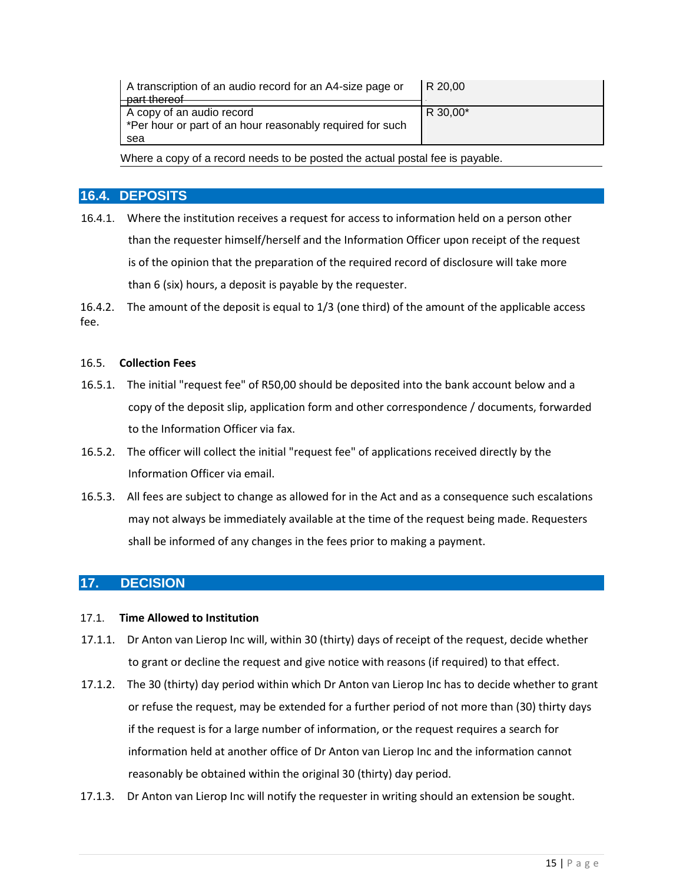| A transcription of an audio record for an A4-size page or part thereof | R 20,00 |
|---|---|
| A copy of an audio record<br>*Per hour or part of an hour reasonably required for such sea | R 30,00* |

Where a copy of a record needs to be posted the actual postal fee is payable.

## 16.4. DEPOSITS

16.4.1. Where the institution receives a request for access to information held on a person other than the requester himself/herself and the Information Officer upon receipt of the request is of the opinion that the preparation of the required record of disclosure will take more than 6 (six) hours, a deposit is payable by the requester.

16.4.2. The amount of the deposit is equal to 1/3 (one third) of the amount of the applicable access fee.

### 16.5. Collection Fees

16.5.1. The initial "request fee" of R50,00 should be deposited into the bank account below and a copy of the deposit slip, application form and other correspondence / documents, forwarded to the Information Officer via fax.

16.5.2. The officer will collect the initial "request fee" of applications received directly by the Information Officer via email.

16.5.3. All fees are subject to change as allowed for in the Act and as a consequence such escalations may not always be immediately available at the time of the request being made. Requesters shall be informed of any changes in the fees prior to making a payment.

## 17. DECISION

### 17.1. Time Allowed to Institution

17.1.1. Dr Anton van Lierop Inc will, within 30 (thirty) days of receipt of the request, decide whether to grant or decline the request and give notice with reasons (if required) to that effect.

17.1.2. The 30 (thirty) day period within which Dr Anton van Lierop Inc has to decide whether to grant or refuse the request, may be extended for a further period of not more than (30) thirty days if the request is for a large number of information, or the request requires a search for information held at another office of Dr Anton van Lierop Inc and the information cannot reasonably be obtained within the original 30 (thirty) day period.

17.1.3. Dr Anton van Lierop Inc will notify the requester in writing should an extension be sought.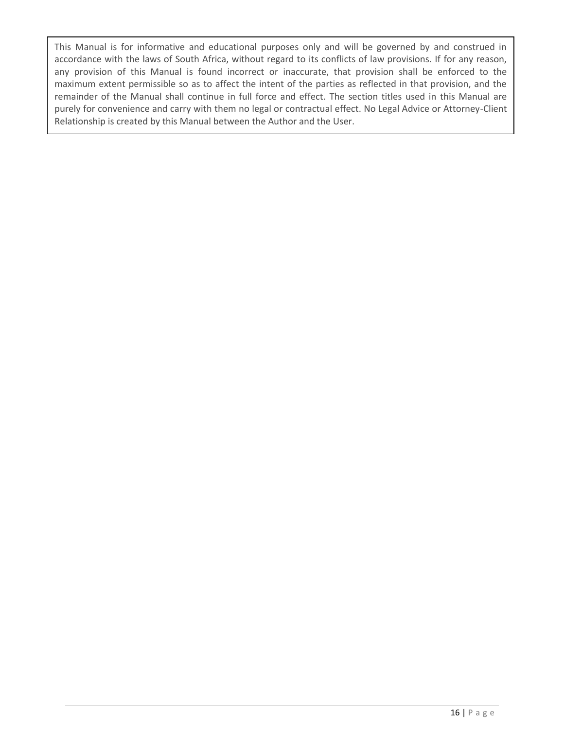This Manual is for informative and educational purposes only and will be governed by and construed in accordance with the laws of South Africa, without regard to its conflicts of law provisions. If for any reason, any provision of this Manual is found incorrect or inaccurate, that provision shall be enforced to the maximum extent permissible so as to affect the intent of the parties as reflected in that provision, and the remainder of the Manual shall continue in full force and effect. The section titles used in this Manual are purely for convenience and carry with them no legal or contractual effect. No Legal Advice or Attorney-Client Relationship is created by this Manual between the Author and the User.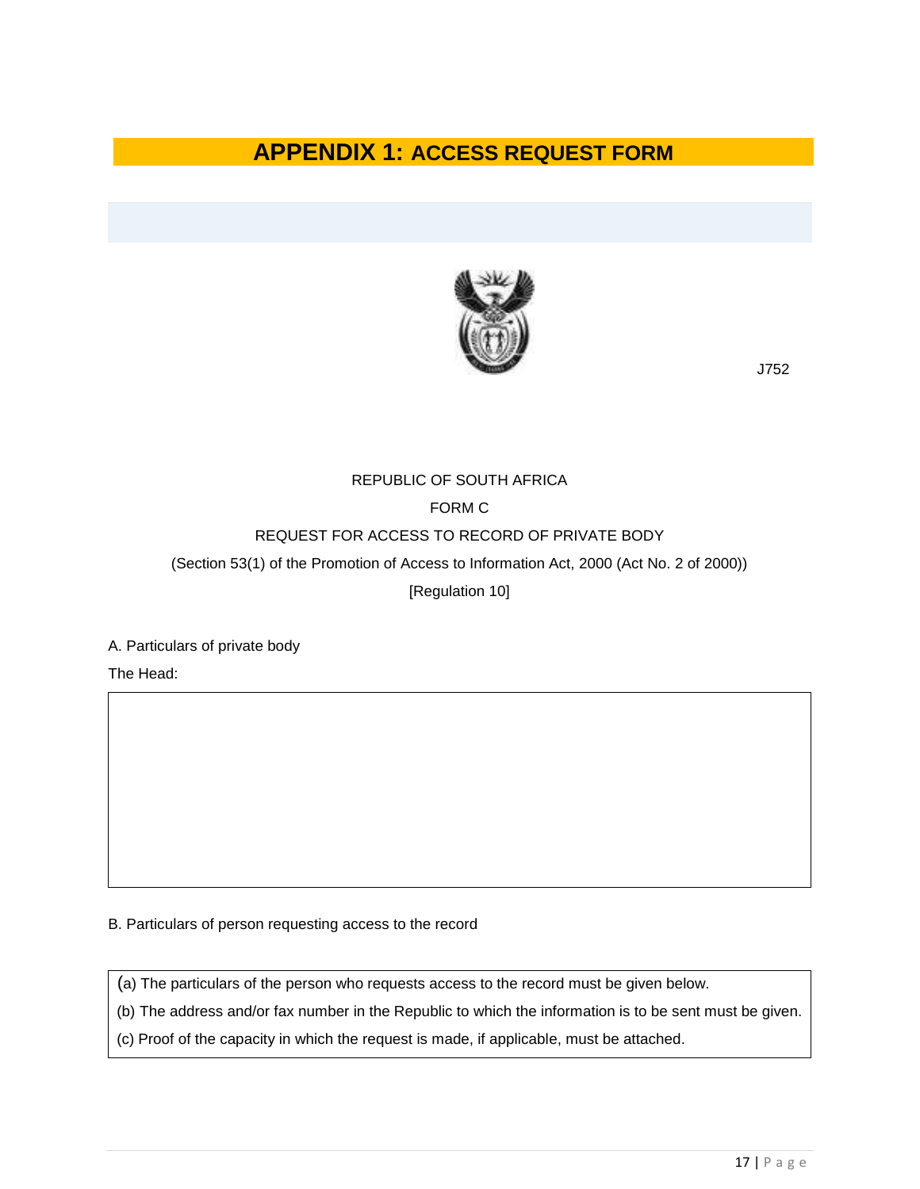# APPENDIX 1: ACCESS REQUEST FORM

J752

REPUBLIC OF SOUTH AFRICA

FORM C

REQUEST FOR ACCESS TO RECORD OF PRIVATE BODY

(Section 53(1) of the Promotion of Access to Information Act, 2000 (Act No. 2 of 2000))

[Regulation 10]

A. Particulars of private body

The Head:

|   |
|---|
|   |

B. Particulars of person requesting access to the record

| (a) The particulars of the person who requests access to the record must be given below.<br>(b) The address and/or fax number in the Republic to which the information is to be sent must be given.<br>(c) Proof of the capacity in which the request is made, if applicable, must be attached. |
|---|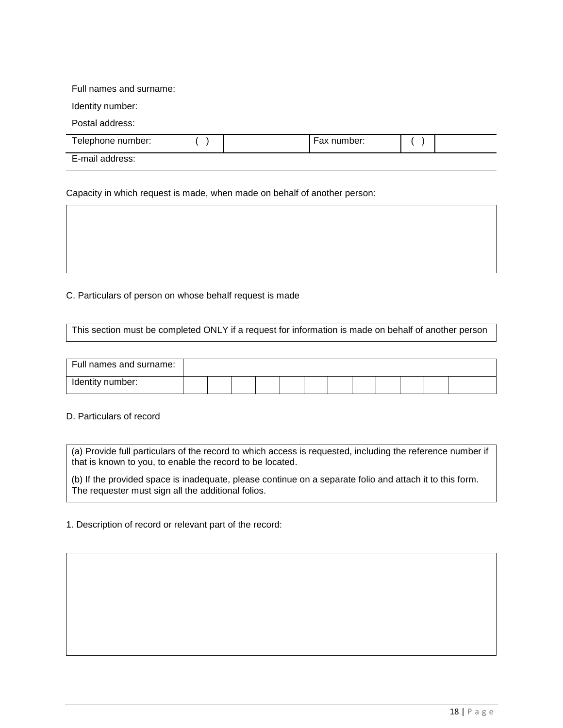Full names and surname:

Identity number:

Postal address:

| Telephone number: | ( ) | | Fax number: | ( ) | |
|---|---|---|---|---|---|
| E-mail address: | | | | | |

Capacity in which request is made, when made on behalf of another person:

| |
|---|
| |

C. Particulars of person on whose behalf request is made

| This section must be completed ONLY if a request for information is made on behalf of another person |
|---|

| Full names and surname: | | | | | | | | | | | | | |
|---|---|---|---|---|---|---|---|---|---|---|---|---|---|
| Identity number: | | | | | | | | | | | | | |

D. Particulars of record

| (a) Provide full particulars of the record to which access is requested, including the reference number if that is known to you, to enable the record to be located.<br><br>(b) If the provided space is inadequate, please continue on a separate folio and attach it to this form. The requester must sign all the additional folios. |
|---|

1. Description of record or relevant part of the record:

| |
|---|
| |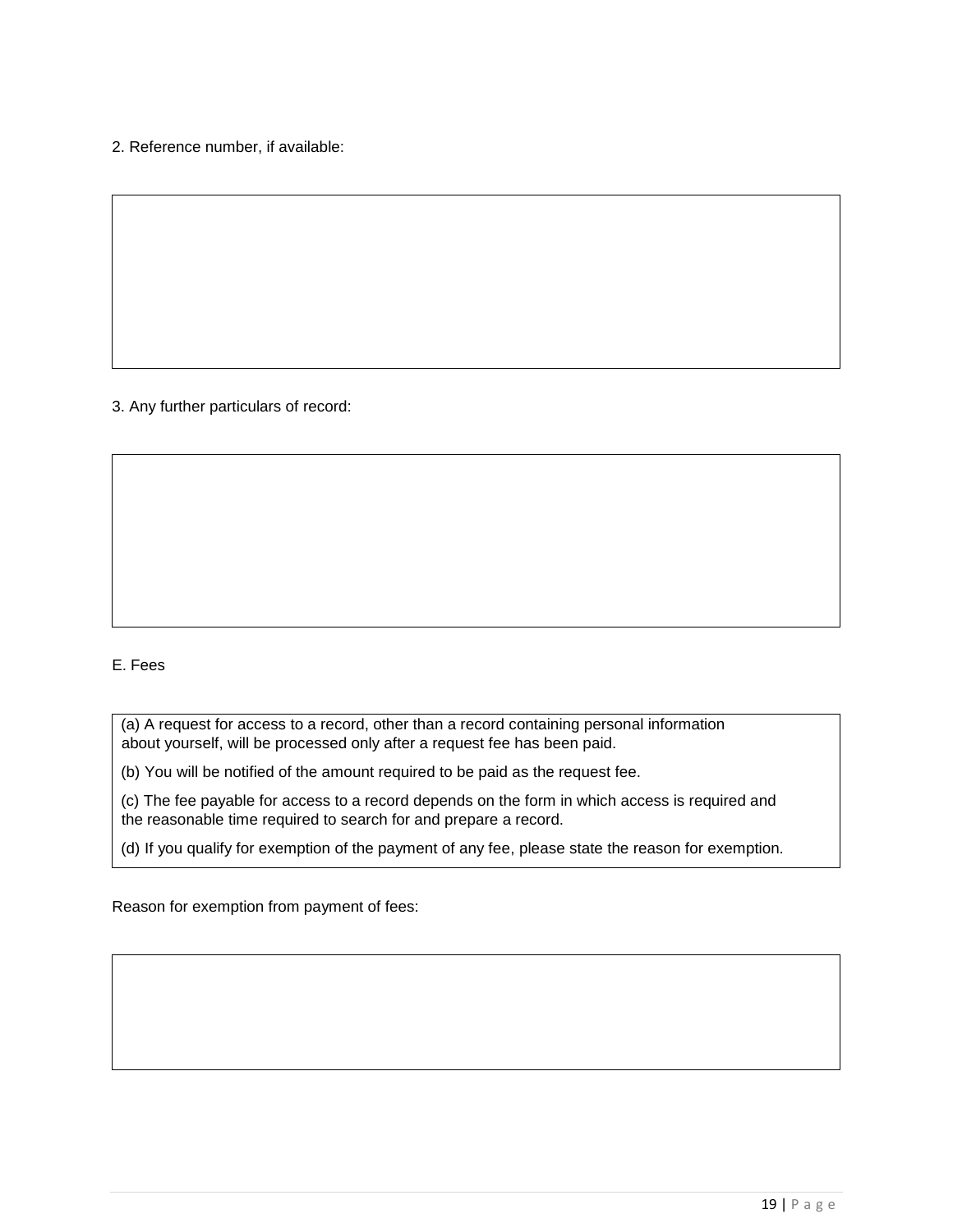2. Reference number, if available:

|  |
|---|
|  |

3. Any further particulars of record:

|  |
|---|
|  |

E. Fees

(a) A request for access to a record, other than a record containing personal information about yourself, will be processed only after a request fee has been paid.

(b) You will be notified of the amount required to be paid as the request fee.

(c) The fee payable for access to a record depends on the form in which access is required and the reasonable time required to search for and prepare a record.

(d) If you qualify for exemption of the payment of any fee, please state the reason for exemption.

Reason for exemption from payment of fees:

|  |
|---|
|  |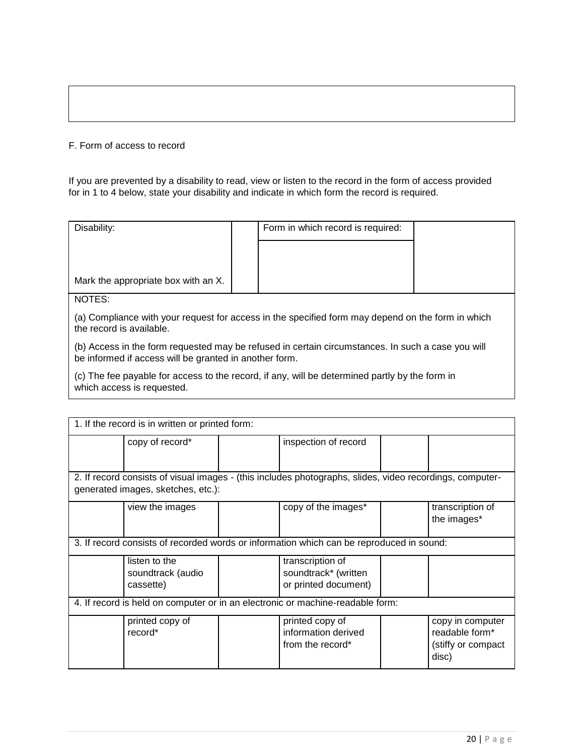| |
|---|
| |

F. Form of access to record

If you are prevented by a disability to read, view or listen to the record in the form of access provided for in 1 to 4 below, state your disability and indicate in which form the record is required.

| Disability: Mark the appropriate box with an X. | | Form in which record is required: | |
|---|---|---|---|
| | | | |

NOTES:

(a) Compliance with your request for access in the specified form may depend on the form in which the record is available.

(b) Access in the form requested may be refused in certain circumstances. In such a case you will be informed if access will be granted in another form.

(c) The fee payable for access to the record, if any, will be determined partly by the form in which access is requested.

| 1. If the record is in written or printed form: | | | | | |
|---|---|---|---|---|---|
| | copy of record* | | inspection of record | | |
| 2. If record consists of visual images - (this includes photographs, slides, video recordings, computer-generated images, sketches, etc.): | | | | | |
| | view the images | | copy of the images* | | transcription of the images* |
| 3. If record consists of recorded words or information which can be reproduced in sound: | | | | | |
| | listen to the soundtrack (audio cassette) | | transcription of soundtrack* (written or printed document) | | |
| 4. If record is held on computer or in an electronic or machine-readable form: | | | | | |
| | printed copy of record* | | printed copy of information derived from the record* | | copy in computer readable form* (stiffy or compact disc) |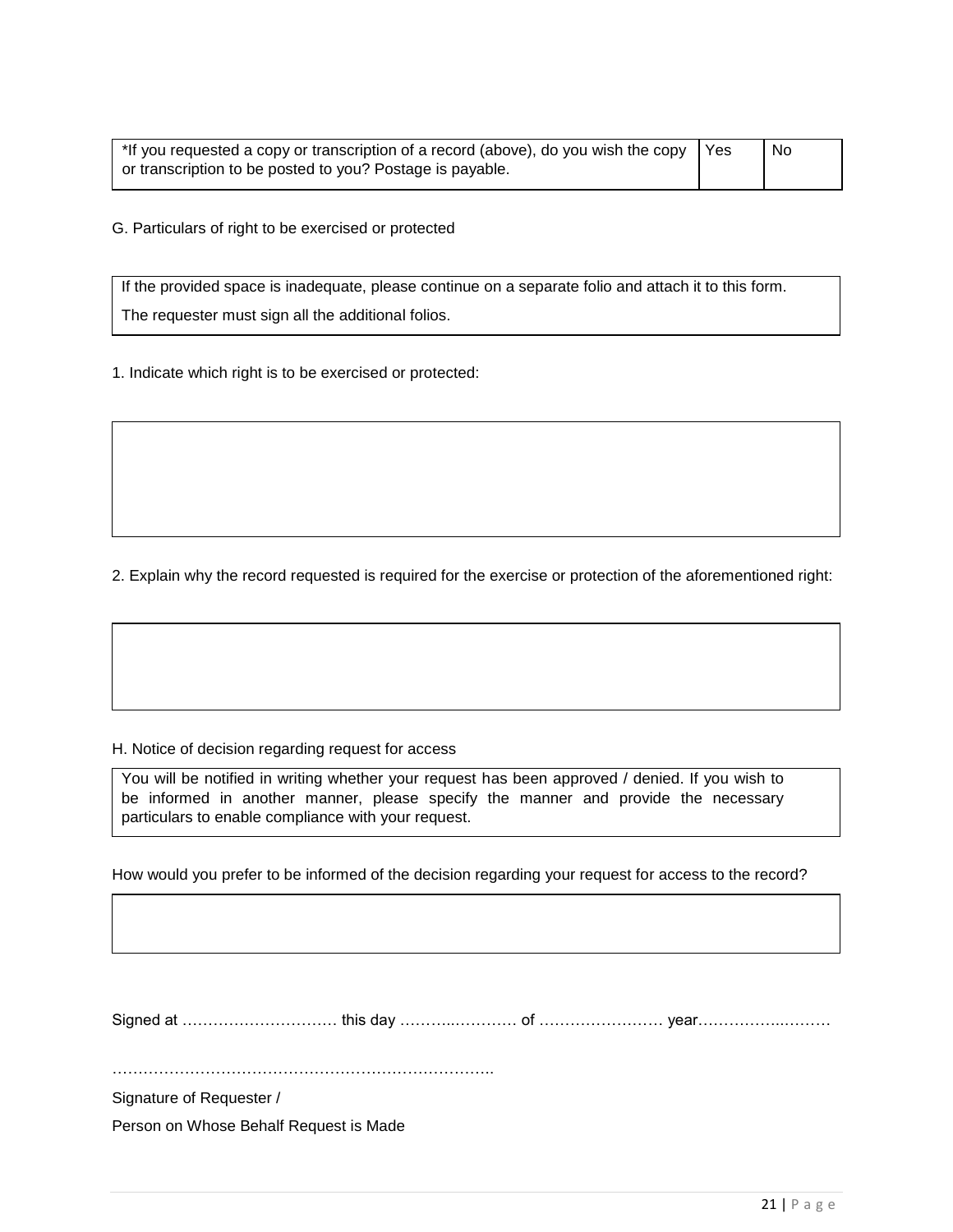| | | |
|---|---|---|
| *If you requested a copy or transcription of a record (above), do you wish the copy or transcription to be posted to you? Postage is payable. | Yes | No |

G. Particulars of right to be exercised or protected

| |
|---|
| If the provided space is inadequate, please continue on a separate folio and attach it to this form.<br>The requester must sign all the additional folios. |

1. Indicate which right is to be exercised or protected:

| |
|---|
| |

2. Explain why the record requested is required for the exercise or protection of the aforementioned right:

| |
|---|
| |

H. Notice of decision regarding request for access

| |
|---|
| You will be notified in writing whether your request has been approved / denied. If you wish to be informed in another manner, please specify the manner and provide the necessary particulars to enable compliance with your request. |

How would you prefer to be informed of the decision regarding your request for access to the record?

| |
|---|
| |

Signed at ………………………… this day ………..………… of …………………… year…………….………

…………………………………………………………………..

Signature of Requester /

Person on Whose Behalf Request is Made